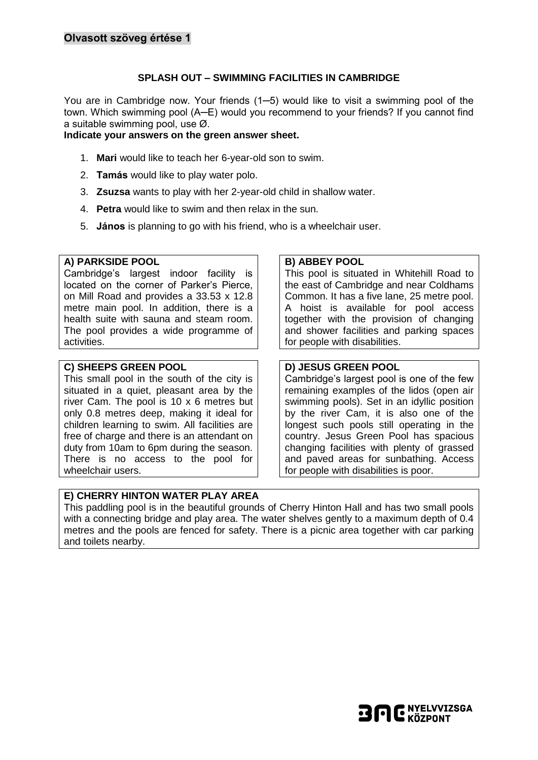## Olvasott szöveg értése 1

### SPLASH OUT – SWIMMING FACILITIES IN CAMBRIDGE

You are in Cambridge now. Your friends (1–5) would like to visit a swimming pool of the town. Which swimming pool (A–E) would you recommend to your friends? If you cannot find a suitable swimming pool, use Ø.

**Indicate your answers on the green answer sheet.**

1. **Mari** would like to teach her 6-year-old son to swim.
2. **Tamás** would like to play water polo.
3. **Zsuzsa** wants to play with her 2-year-old child in shallow water.
4. **Petra** would like to swim and then relax in the sun.
5. **János** is planning to go with his friend, who is a wheelchair user.

**A) PARKSIDE POOL**
Cambridge's largest indoor facility is located on the corner of Parker's Pierce, on Mill Road and provides a 33.53 x 12.8 metre main pool. In addition, there is a health suite with sauna and steam room. The pool provides a wide programme of activities.

**B) ABBEY POOL**
This pool is situated in Whitehill Road to the east of Cambridge and near Coldhams Common. It has a five lane, 25 metre pool. A hoist is available for pool access together with the provision of changing and shower facilities and parking spaces for people with disabilities.

**C) SHEEPS GREEN POOL**
This small pool in the south of the city is situated in a quiet, pleasant area by the river Cam. The pool is 10 x 6 metres but only 0.8 metres deep, making it ideal for children learning to swim. All facilities are free of charge and there is an attendant on duty from 10am to 6pm during the season. There is no access to the pool for wheelchair users.

**D) JESUS GREEN POOL**
Cambridge's largest pool is one of the few remaining examples of the lidos (open air swimming pools). Set in an idyllic position by the river Cam, it is also one of the longest such pools still operating in the country. Jesus Green Pool has spacious changing facilities with plenty of grassed and paved areas for sunbathing. Access for people with disabilities is poor.

**E) CHERRY HINTON WATER PLAY AREA**
This paddling pool is in the beautiful grounds of Cherry Hinton Hall and has two small pools with a connecting bridge and play area. The water shelves gently to a maximum depth of 0.4 metres and the pools are fenced for safety. There is a picnic area together with car parking and toilets nearby.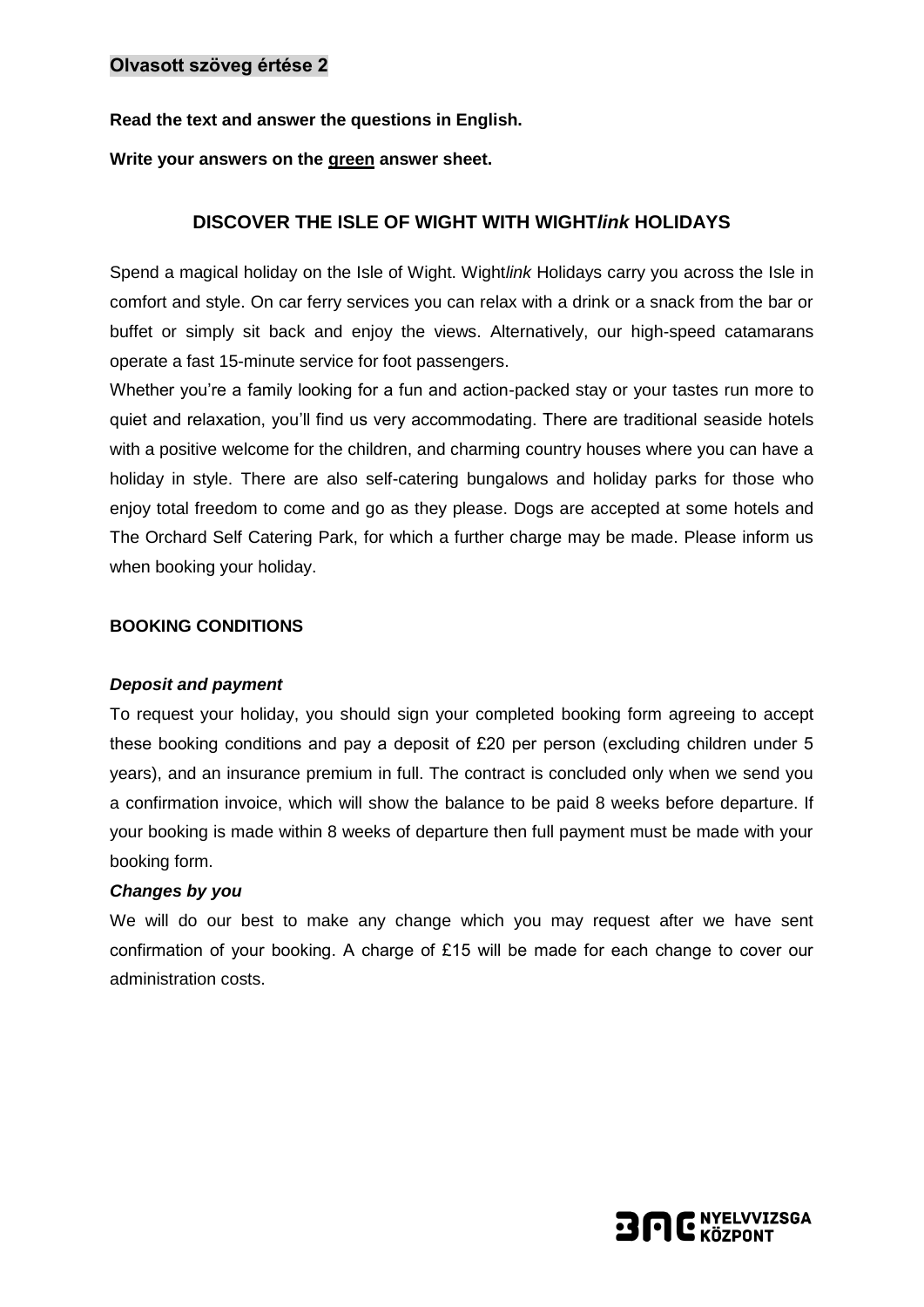**Olvasott szöveg értése 2**

**Read the text and answer the questions in English.**

**Write your answers on the green answer sheet.**

## DISCOVER THE ISLE OF WIGHT WITH WIGHT*link* HOLIDAYS

Spend a magical holiday on the Isle of Wight. Wight*link* Holidays carry you across the Isle in comfort and style. On car ferry services you can relax with a drink or a snack from the bar or buffet or simply sit back and enjoy the views. Alternatively, our high-speed catamarans operate a fast 15-minute service for foot passengers.

Whether you're a family looking for a fun and action-packed stay or your tastes run more to quiet and relaxation, you'll find us very accommodating. There are traditional seaside hotels with a positive welcome for the children, and charming country houses where you can have a holiday in style. There are also self-catering bungalows and holiday parks for those who enjoy total freedom to come and go as they please. Dogs are accepted at some hotels and The Orchard Self Catering Park, for which a further charge may be made. Please inform us when booking your holiday.

### BOOKING CONDITIONS

***Deposit and payment***

To request your holiday, you should sign your completed booking form agreeing to accept these booking conditions and pay a deposit of £20 per person (excluding children under 5 years), and an insurance premium in full. The contract is concluded only when we send you a confirmation invoice, which will show the balance to be paid 8 weeks before departure. If your booking is made within 8 weeks of departure then full payment must be made with your booking form.

***Changes by you***

We will do our best to make any change which you may request after we have sent confirmation of your booking. A charge of £15 will be made for each change to cover our administration costs.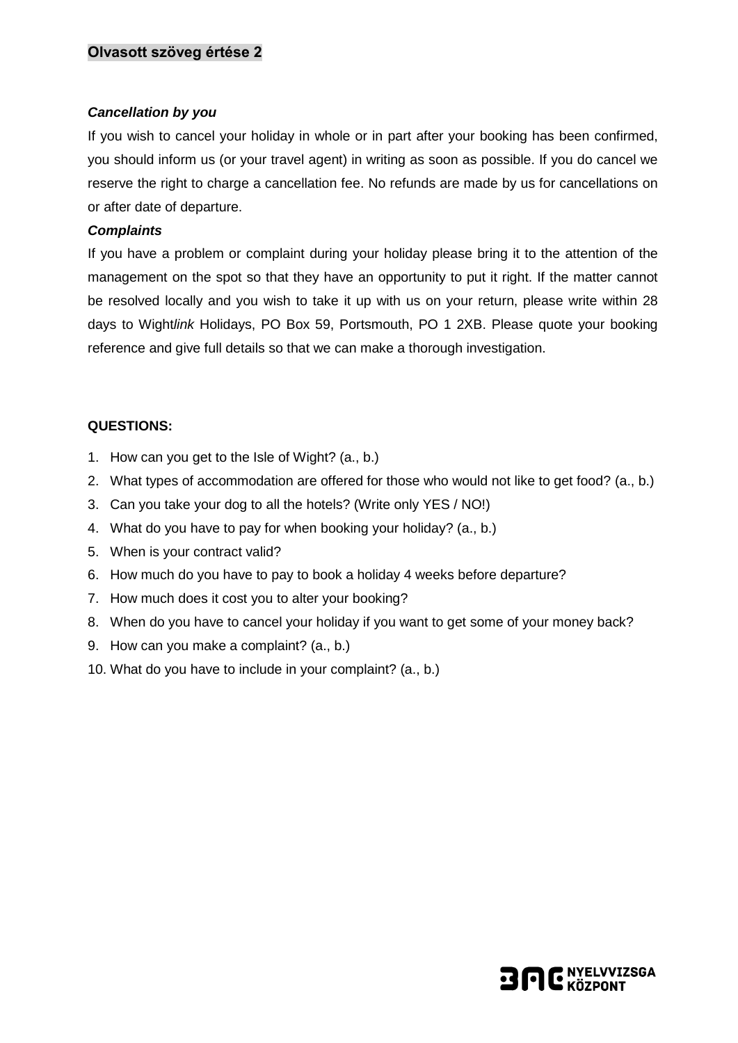**Olvasott szöveg értése 2**

***Cancellation by you***

If you wish to cancel your holiday in whole or in part after your booking has been confirmed, you should inform us (or your travel agent) in writing as soon as possible. If you do cancel we reserve the right to charge a cancellation fee. No refunds are made by us for cancellations on or after date of departure.

***Complaints***

If you have a problem or complaint during your holiday please bring it to the attention of the management on the spot so that they have an opportunity to put it right. If the matter cannot be resolved locally and you wish to take it up with us on your return, please write within 28 days to Wight*link* Holidays, PO Box 59, Portsmouth, PO 1 2XB. Please quote your booking reference and give full details so that we can make a thorough investigation.

**QUESTIONS:**

1. How can you get to the Isle of Wight? (a., b.)
2. What types of accommodation are offered for those who would not like to get food? (a., b.)
3. Can you take your dog to all the hotels? (Write only YES / NO!)
4. What do you have to pay for when booking your holiday? (a., b.)
5. When is your contract valid?
6. How much do you have to pay to book a holiday 4 weeks before departure?
7. How much does it cost you to alter your booking?
8. When do you have to cancel your holiday if you want to get some of your money back?
9. How can you make a complaint? (a., b.)
10. What do you have to include in your complaint? (a., b.)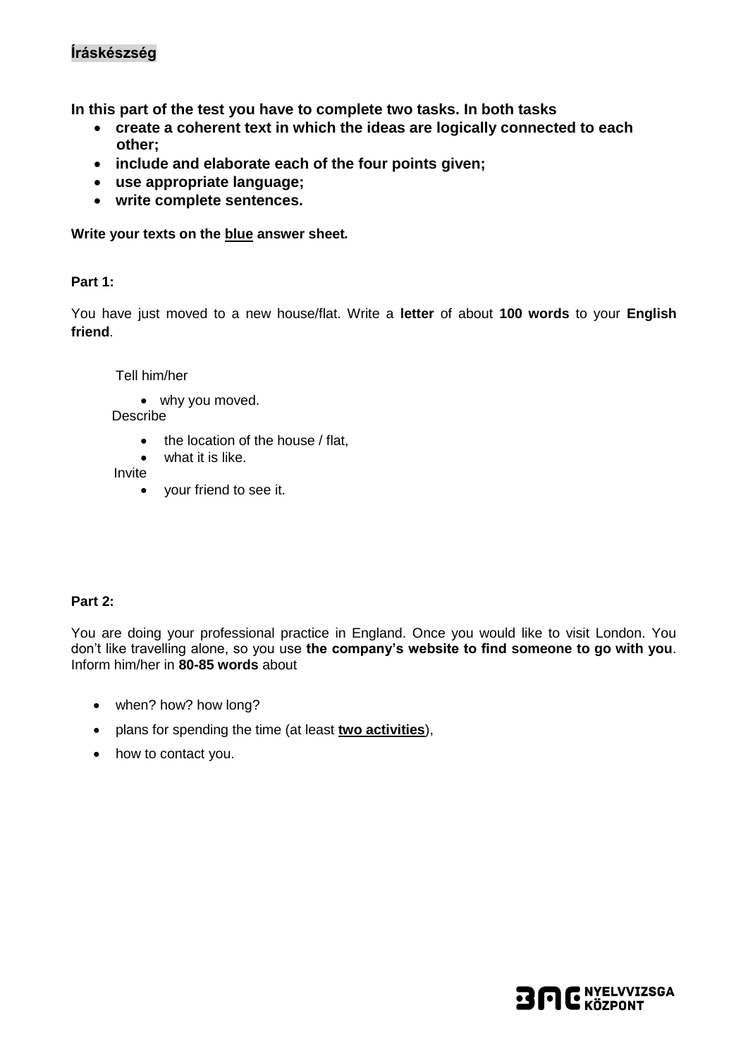**Íráskészség**

**In this part of the test you have to complete two tasks. In both tasks**

- **create a coherent text in which the ideas are logically connected to each other;**
- **include and elaborate each of the four points given;**
- **use appropriate language;**
- **write complete sentences.**

**Write your texts on the blue answer sheet.**

**Part 1:**

You have just moved to a new house/flat. Write a **letter** of about **100 words** to your **English friend**.

Tell him/her

- why you moved.

Describe

- the location of the house / flat,
- what it is like.

Invite

- your friend to see it.

**Part 2:**

You are doing your professional practice in England. Once you would like to visit London. You don't like travelling alone, so you use **the company's website to find someone to go with you**. Inform him/her in **80-85 words** about

- when? how? how long?
- plans for spending the time (at least **two activities**),
- how to contact you.